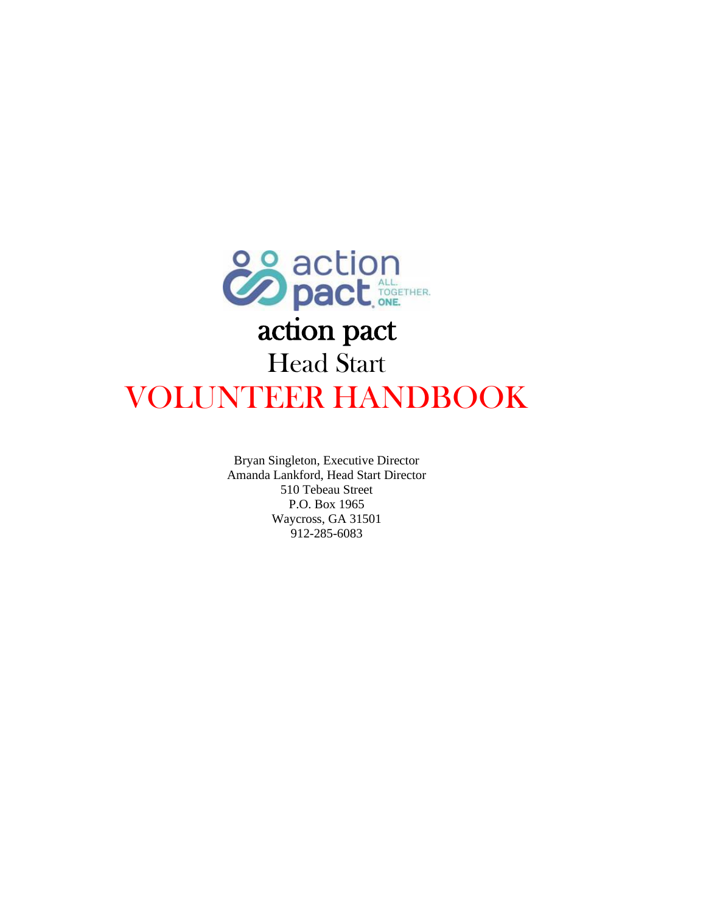# action pact

## Head Start

# VOLUNTEER HANDBOOK

Bryan Singleton, Executive Director
Amanda Lankford, Head Start Director
510 Tebeau Street
P.O. Box 1965
Waycross, GA 31501
912-285-6083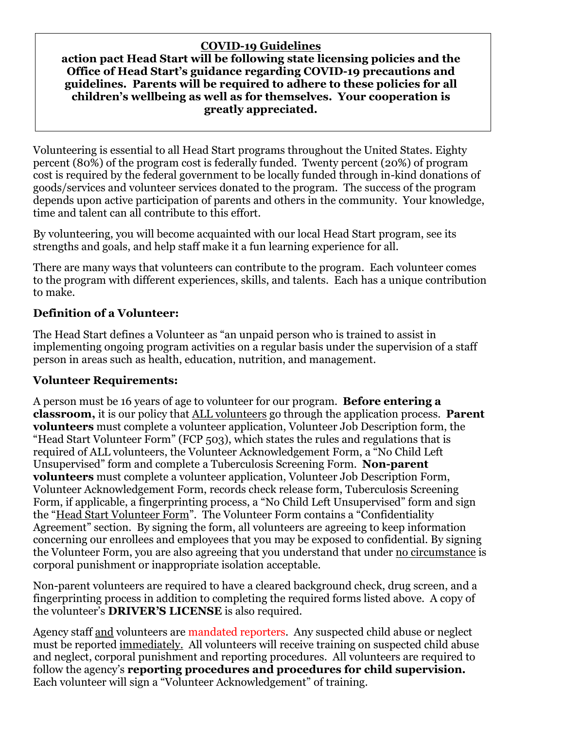**<u>COVID-19 Guidelines</u>**

**action pact Head Start will be following state licensing policies and the Office of Head Start's guidance regarding COVID-19 precautions and guidelines. Parents will be required to adhere to these policies for all children's wellbeing as well as for themselves. Your cooperation is greatly appreciated.**

Volunteering is essential to all Head Start programs throughout the United States. Eighty percent (80%) of the program cost is federally funded. Twenty percent (20%) of program cost is required by the federal government to be locally funded through in-kind donations of goods/services and volunteer services donated to the program. The success of the program depends upon active participation of parents and others in the community. Your knowledge, time and talent can all contribute to this effort.

By volunteering, you will become acquainted with our local Head Start program, see its strengths and goals, and help staff make it a fun learning experience for all.

There are many ways that volunteers can contribute to the program. Each volunteer comes to the program with different experiences, skills, and talents. Each has a unique contribution to make.

### Definition of a Volunteer:

The Head Start defines a Volunteer as "an unpaid person who is trained to assist in implementing ongoing program activities on a regular basis under the supervision of a staff person in areas such as health, education, nutrition, and management.

### Volunteer Requirements:

A person must be 16 years of age to volunteer for our program. **Before entering a classroom,** it is our policy that <u>ALL volunteers</u> go through the application process. **Parent volunteers** must complete a volunteer application, Volunteer Job Description form, the "Head Start Volunteer Form" (FCP 503), which states the rules and regulations that is required of ALL volunteers, the Volunteer Acknowledgement Form, a "No Child Left Unsupervised" form and complete a Tuberculosis Screening Form. **Non-parent volunteers** must complete a volunteer application, Volunteer Job Description Form, Volunteer Acknowledgement Form, records check release form, Tuberculosis Screening Form, if applicable, a fingerprinting process, a "No Child Left Unsupervised" form and sign the "<u>Head Start Volunteer Form</u>". The Volunteer Form contains a "Confidentiality Agreement" section. By signing the form, all volunteers are agreeing to keep information concerning our enrollees and employees that you may be exposed to confidential. By signing the Volunteer Form, you are also agreeing that you understand that under <u>no circumstance</u> is corporal punishment or inappropriate isolation acceptable.

Non-parent volunteers are required to have a cleared background check, drug screen, and a fingerprinting process in addition to completing the required forms listed above. A copy of the volunteer's **DRIVER'S LICENSE** is also required.

Agency staff <u>and</u> volunteers are mandated reporters. Any suspected child abuse or neglect must be reported <u>immediately.</u> All volunteers will receive training on suspected child abuse and neglect, corporal punishment and reporting procedures. All volunteers are required to follow the agency's **reporting procedures and procedures for child supervision.** Each volunteer will sign a "Volunteer Acknowledgement" of training.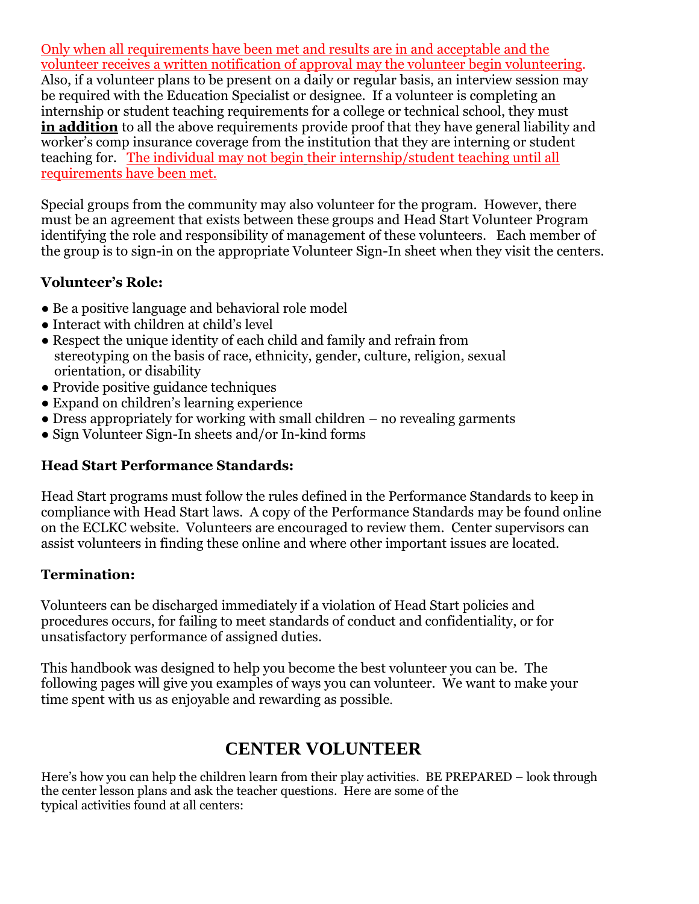Only when all requirements have been met and results are in and acceptable and the volunteer receives a written notification of approval may the volunteer begin volunteering. Also, if a volunteer plans to be present on a daily or regular basis, an interview session may be required with the Education Specialist or designee. If a volunteer is completing an internship or student teaching requirements for a college or technical school, they must **in addition** to all the above requirements provide proof that they have general liability and worker's comp insurance coverage from the institution that they are interning or student teaching for. The individual may not begin their internship/student teaching until all requirements have been met.

Special groups from the community may also volunteer for the program. However, there must be an agreement that exists between these groups and Head Start Volunteer Program identifying the role and responsibility of management of these volunteers. Each member of the group is to sign-in on the appropriate Volunteer Sign-In sheet when they visit the centers.

### Volunteer's Role:

- Be a positive language and behavioral role model
- Interact with children at child's level
- Respect the unique identity of each child and family and refrain from stereotyping on the basis of race, ethnicity, gender, culture, religion, sexual orientation, or disability
- Provide positive guidance techniques
- Expand on children's learning experience
- Dress appropriately for working with small children – no revealing garments
- Sign Volunteer Sign-In sheets and/or In-kind forms

### Head Start Performance Standards:

Head Start programs must follow the rules defined in the Performance Standards to keep in compliance with Head Start laws. A copy of the Performance Standards may be found online on the ECLKC website. Volunteers are encouraged to review them. Center supervisors can assist volunteers in finding these online and where other important issues are located.

### Termination:

Volunteers can be discharged immediately if a violation of Head Start policies and procedures occurs, for failing to meet standards of conduct and confidentiality, or for unsatisfactory performance of assigned duties.

This handbook was designed to help you become the best volunteer you can be. The following pages will give you examples of ways you can volunteer. We want to make your time spent with us as enjoyable and rewarding as possible.

## CENTER VOLUNTEER

Here's how you can help the children learn from their play activities. BE PREPARED – look through the center lesson plans and ask the teacher questions. Here are some of the typical activities found at all centers: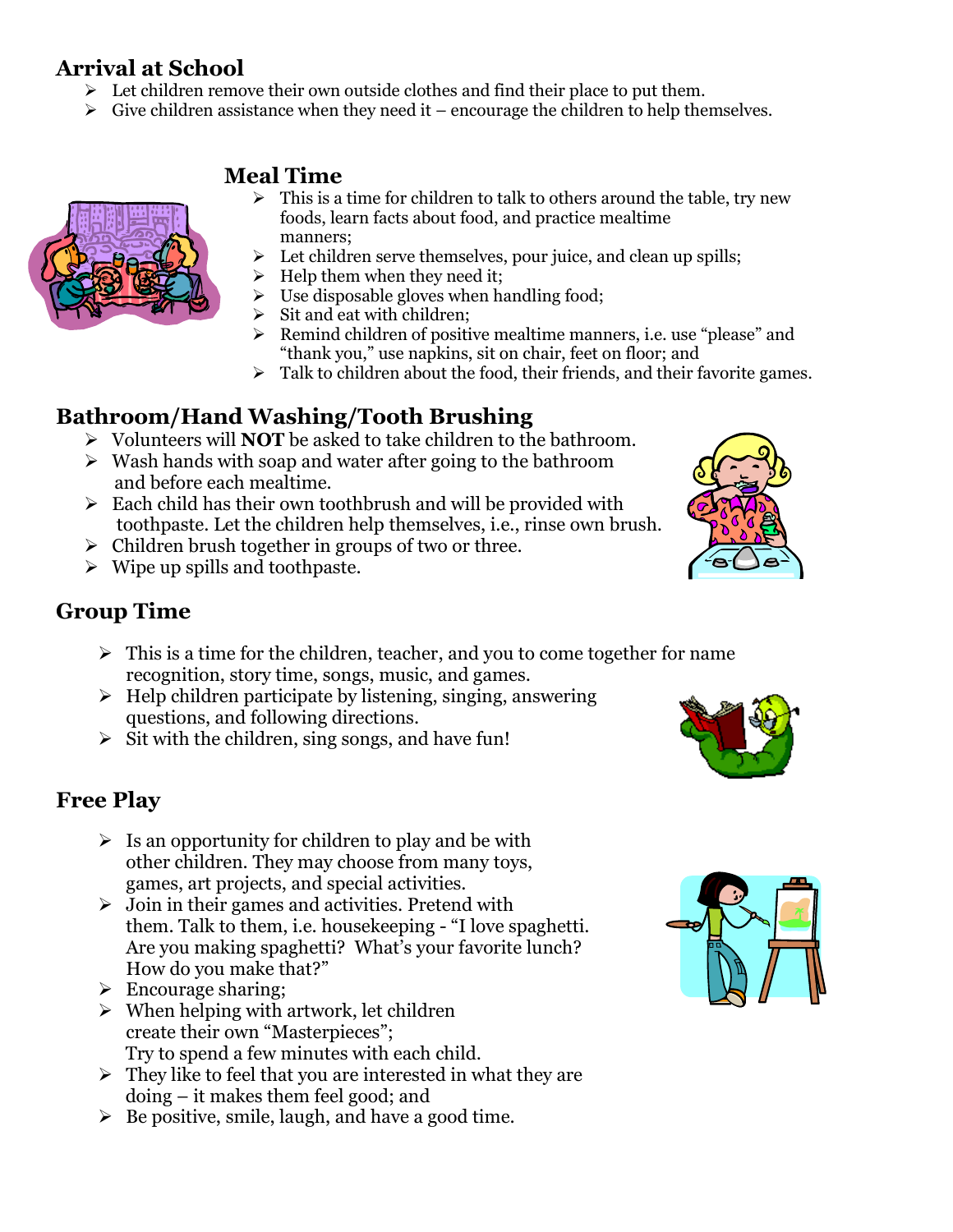## Arrival at School

- Let children remove their own outside clothes and find their place to put them.
- Give children assistance when they need it – encourage the children to help themselves.

## Meal Time

- This is a time for children to talk to others around the table, try new foods, learn facts about food, and practice mealtime manners;
- Let children serve themselves, pour juice, and clean up spills;
- Help them when they need it;
- Use disposable gloves when handling food;
- Sit and eat with children;
- Remind children of positive mealtime manners, i.e. use "please" and "thank you," use napkins, sit on chair, feet on floor; and
- Talk to children about the food, their friends, and their favorite games.

## Bathroom/Hand Washing/Tooth Brushing

- Volunteers will **NOT** be asked to take children to the bathroom.
- Wash hands with soap and water after going to the bathroom and before each mealtime.
- Each child has their own toothbrush and will be provided with toothpaste. Let the children help themselves, i.e., rinse own brush.
- Children brush together in groups of two or three.
- Wipe up spills and toothpaste.

## Group Time

- This is a time for the children, teacher, and you to come together for name recognition, story time, songs, music, and games.
- Help children participate by listening, singing, answering questions, and following directions.
- Sit with the children, sing songs, and have fun!

## Free Play

- Is an opportunity for children to play and be with other children. They may choose from many toys, games, art projects, and special activities.
- Join in their games and activities. Pretend with them. Talk to them, i.e. housekeeping - "I love spaghetti. Are you making spaghetti? What's your favorite lunch? How do you make that?"
- Encourage sharing;
- When helping with artwork, let children create their own "Masterpieces";
  Try to spend a few minutes with each child.
- They like to feel that you are interested in what they are doing – it makes them feel good; and
- Be positive, smile, laugh, and have a good time.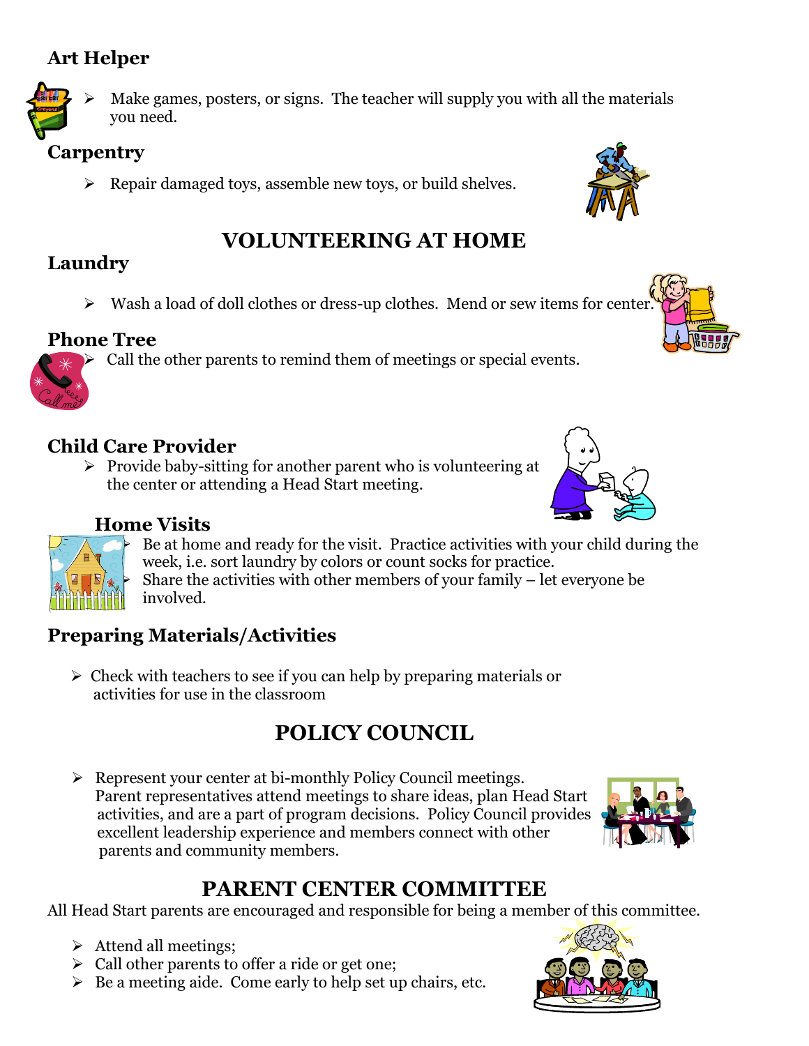### Art Helper

- Make games, posters, or signs. The teacher will supply you with all the materials you need.

### Carpentry

- Repair damaged toys, assemble new toys, or build shelves.

## VOLUNTEERING AT HOME

### Laundry

- Wash a load of doll clothes or dress-up clothes. Mend or sew items for center.

### Phone Tree

- Call the other parents to remind them of meetings or special events.

### Child Care Provider

- Provide baby-sitting for another parent who is volunteering at the center or attending a Head Start meeting.

### Home Visits

- Be at home and ready for the visit. Practice activities with your child during the week, i.e. sort laundry by colors or count socks for practice.
- Share the activities with other members of your family – let everyone be involved.

### Preparing Materials/Activities

- Check with teachers to see if you can help by preparing materials or activities for use in the classroom

## POLICY COUNCIL

- Represent your center at bi-monthly Policy Council meetings. Parent representatives attend meetings to share ideas, plan Head Start activities, and are a part of program decisions. Policy Council provides excellent leadership experience and members connect with other parents and community members.

## PARENT CENTER COMMITTEE

All Head Start parents are encouraged and responsible for being a member of this committee.

- Attend all meetings;
- Call other parents to offer a ride or get one;
- Be a meeting aide. Come early to help set up chairs, etc.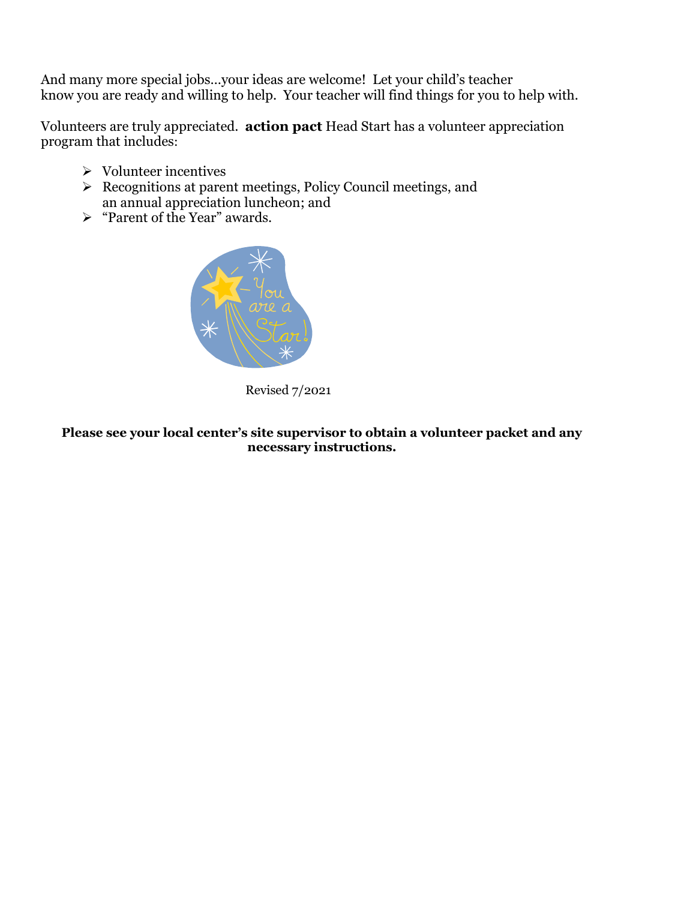And many more special jobs…your ideas are welcome! Let your child's teacher know you are ready and willing to help. Your teacher will find things for you to help with.

Volunteers are truly appreciated. **action pact** Head Start has a volunteer appreciation program that includes:

- Volunteer incentives
- Recognitions at parent meetings, Policy Council meetings, and an annual appreciation luncheon; and
- "Parent of the Year" awards.

Revised 7/2021

**Please see your local center's site supervisor to obtain a volunteer packet and any necessary instructions.**